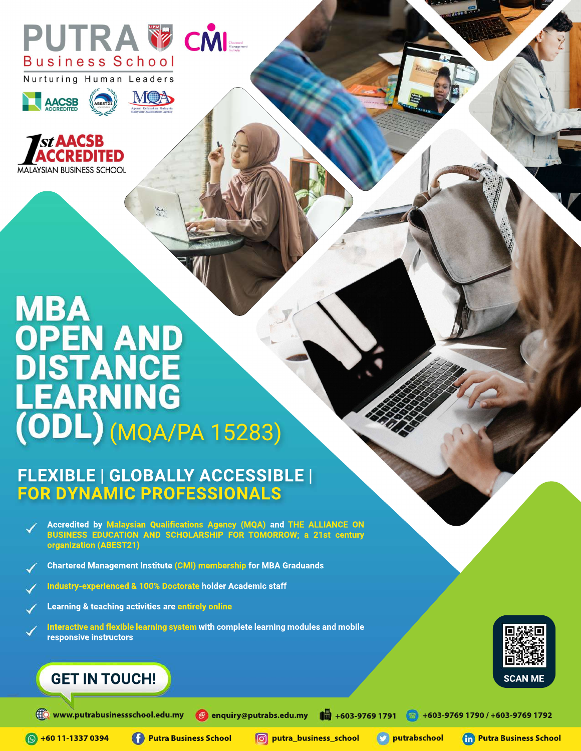PUTRA Business School

Nurturing Human Leaders

AACSB ACCREDITED

1st AACSB ACCREDITED MALAYSIAN BUSINESS SCHOOL

# MBA OPEN AND DISTANCE LEARNING (ODL) (MQA/PA 15283)

## FLEXIBLE | GLOBALLY ACCESSIBLE | FOR DYNAMIC PROFESSIONALS

- Accredited by Malaysian Qualifications Agency (MQA) and THE ALLIANCE ON BUSINESS EDUCATION AND SCHOLARSHIP FOR TOMORROW; a 21st century organization (ABEST21)
- Chartered Management Institute (CMI) membership for MBA Graduands
- Industry-experienced & 100% Doctorate holder Academic staff
- Learning & teaching activities are entirely online
- Interactive and flexible learning system with complete learning modules and mobile responsive instructors

**GET IN TOUCH!**

SCAN ME

www.putrabusinessschool.edu.my | enquiry@putrabs.edu.my | +603-9769 1791 | +603-9769 1790 / +603-9769 1792

+60 11-1337 0394 | Putra Business School | putra_business_school | putrabschool | Putra Business School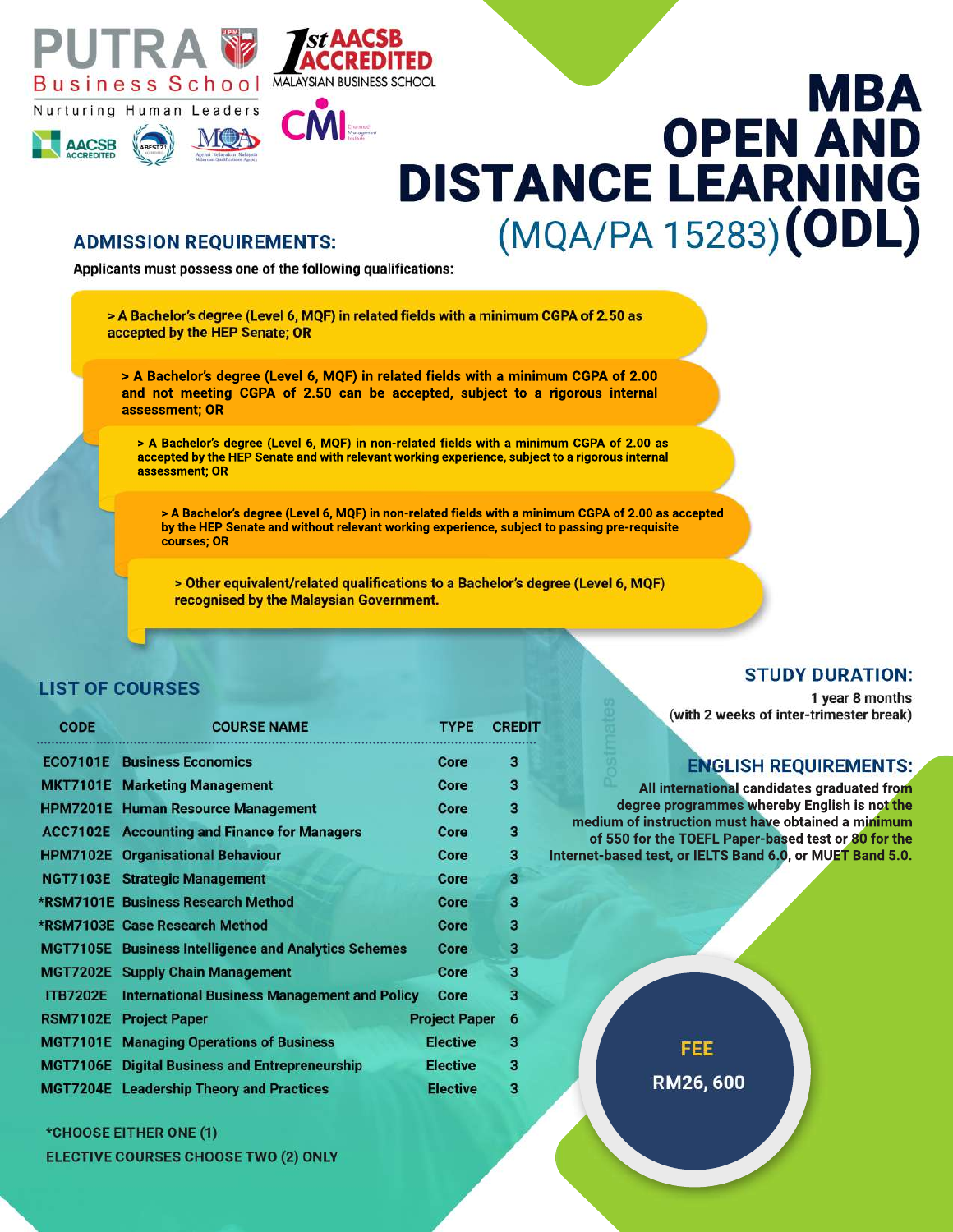PUTRA Business School

Nurturing Human Leaders

1st AACSB ACCREDITED MALAYSIAN BUSINESS SCHOOL

# MBA OPEN AND DISTANCE LEARNING (MQA/PA 15283) (ODL)

## ADMISSION REQUIREMENTS:

**Applicants must possess one of the following qualifications:**

- **> A Bachelor's degree (Level 6, MQF) in related fields with a minimum CGPA of 2.50 as accepted by the HEP Senate; OR**
- **> A Bachelor's degree (Level 6, MQF) in related fields with a minimum CGPA of 2.00 and not meeting CGPA of 2.50 can be accepted, subject to a rigorous internal assessment; OR**
- **> A Bachelor's degree (Level 6, MQF) in non-related fields with a minimum CGPA of 2.00 as accepted by the HEP Senate and with relevant working experience, subject to a rigorous internal assessment; OR**
- **> A Bachelor's degree (Level 6, MQF) in non-related fields with a minimum CGPA of 2.00 as accepted by the HEP Senate and without relevant working experience, subject to passing pre-requisite courses; OR**
- **> Other equivalent/related qualifications to a Bachelor's degree (Level 6, MQF) recognised by the Malaysian Government.**

## LIST OF COURSES

| CODE | COURSE NAME | TYPE | CREDIT |
|---|---|---|---|
| ECO7101E | Business Economics | Core | 3 |
| MKT7101E | Marketing Management | Core | 3 |
| HPM7201E | Human Resource Management | Core | 3 |
| ACC7102E | Accounting and Finance for Managers | Core | 3 |
| HPM7102E | Organisational Behaviour | Core | 3 |
| NGT7103E | Strategic Management | Core | 3 |
| *RSM7101E | Business Research Method | Core | 3 |
| *RSM7103E | Case Research Method | Core | 3 |
| MGT7105E | Business Intelligence and Analytics Schemes | Core | 3 |
| MGT7202E | Supply Chain Management | Core | 3 |
| ITB7202E | International Business Management and Policy | Core | 3 |
| RSM7102E | Project Paper | Project Paper | 6 |
| MGT7101E | Managing Operations of Business | Elective | 3 |
| MGT7106E | Digital Business and Entrepreneurship | Elective | 3 |
| MGT7204E | Leadership Theory and Practices | Elective | 3 |

*CHOOSE EITHER ONE (1)

ELECTIVE COURSES CHOOSE TWO (2) ONLY

## STUDY DURATION:

1 year 8 months
(with 2 weeks of inter-trimester break)

## ENGLISH REQUIREMENTS:

All international candidates graduated from degree programmes whereby English is not the medium of instruction must have obtained a minimum of 550 for the TOEFL Paper-based test or 80 for the Internet-based test, or IELTS Band 6.0, or MUET Band 5.0.

## FEE

RM26, 600